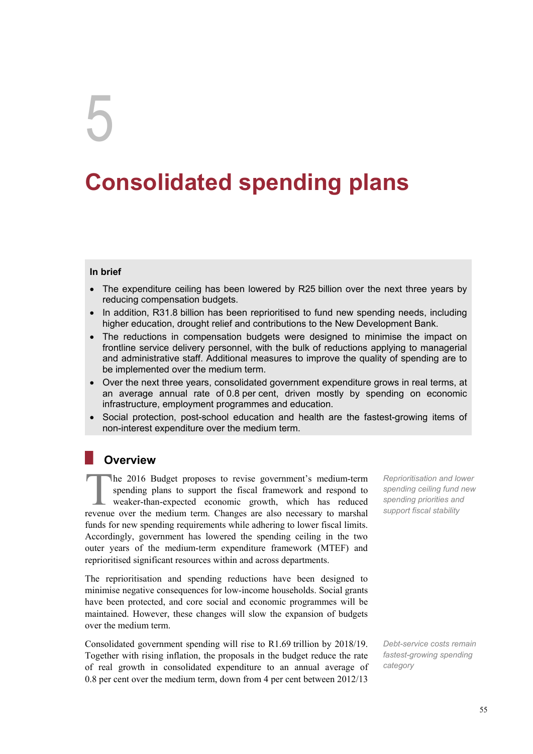# 5

# Consolidated spending plans

**In brief**

- The expenditure ceiling has been lowered by R25 billion over the next three years by reducing compensation budgets.
- In addition, R31.8 billion has been reprioritised to fund new spending needs, including higher education, drought relief and contributions to the New Development Bank.
- The reductions in compensation budgets were designed to minimise the impact on frontline service delivery personnel, with the bulk of reductions applying to managerial and administrative staff. Additional measures to improve the quality of spending are to be implemented over the medium term.
- Over the next three years, consolidated government expenditure grows in real terms, at an average annual rate of 0.8 per cent, driven mostly by spending on economic infrastructure, employment programmes and education.
- Social protection, post-school education and health are the fastest-growing items of non-interest expenditure over the medium term.

## Overview

*Reprioritisation and lower spending ceiling fund new spending priorities and support fiscal stability*

The 2016 Budget proposes to revise government's medium-term spending plans to support the fiscal framework and respond to weaker-than-expected economic growth, which has reduced revenue over the medium term. Changes are also necessary to marshal funds for new spending requirements while adhering to lower fiscal limits. Accordingly, government has lowered the spending ceiling in the two outer years of the medium-term expenditure framework (MTEF) and reprioritised significant resources within and across departments.

The reprioritisation and spending reductions have been designed to minimise negative consequences for low-income households. Social grants have been protected, and core social and economic programmes will be maintained. However, these changes will slow the expansion of budgets over the medium term.

*Debt-service costs remain fastest-growing spending category*

Consolidated government spending will rise to R1.69 trillion by 2018/19. Together with rising inflation, the proposals in the budget reduce the rate of real growth in consolidated expenditure to an annual average of 0.8 per cent over the medium term, down from 4 per cent between 2012/13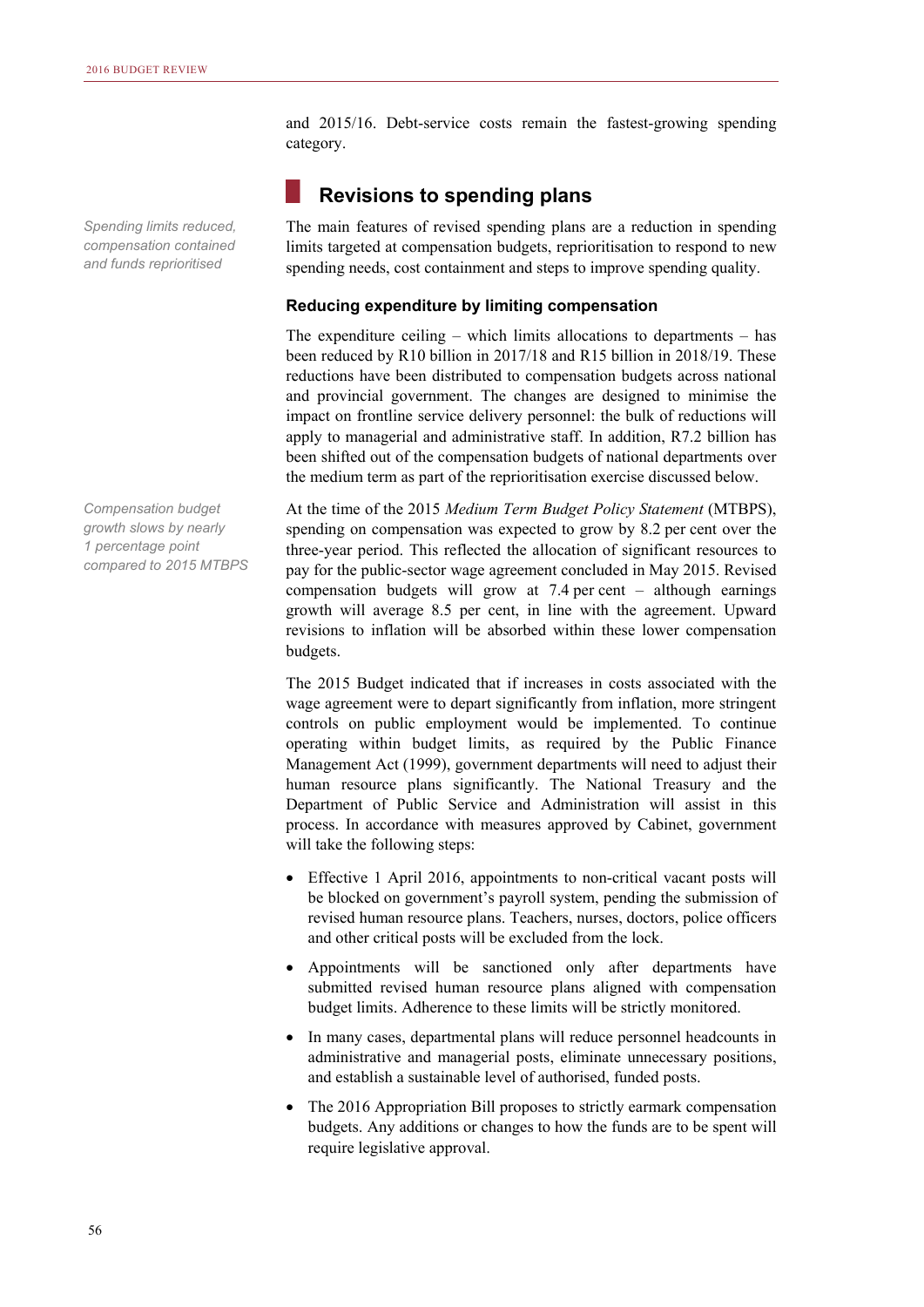and 2015/16. Debt-service costs remain the fastest-growing spending category.

## Revisions to spending plans

*Spending limits reduced, compensation contained and funds reprioritised*

The main features of revised spending plans are a reduction in spending limits targeted at compensation budgets, reprioritisation to respond to new spending needs, cost containment and steps to improve spending quality.

### Reducing expenditure by limiting compensation

The expenditure ceiling – which limits allocations to departments – has been reduced by R10 billion in 2017/18 and R15 billion in 2018/19. These reductions have been distributed to compensation budgets across national and provincial government. The changes are designed to minimise the impact on frontline service delivery personnel: the bulk of reductions will apply to managerial and administrative staff. In addition, R7.2 billion has been shifted out of the compensation budgets of national departments over the medium term as part of the reprioritisation exercise discussed below.

*Compensation budget growth slows by nearly 1 percentage point compared to 2015 MTBPS*

At the time of the 2015 *Medium Term Budget Policy Statement* (MTBPS), spending on compensation was expected to grow by 8.2 per cent over the three-year period. This reflected the allocation of significant resources to pay for the public-sector wage agreement concluded in May 2015. Revised compensation budgets will grow at 7.4 per cent – although earnings growth will average 8.5 per cent, in line with the agreement. Upward revisions to inflation will be absorbed within these lower compensation budgets.

The 2015 Budget indicated that if increases in costs associated with the wage agreement were to depart significantly from inflation, more stringent controls on public employment would be implemented. To continue operating within budget limits, as required by the Public Finance Management Act (1999), government departments will need to adjust their human resource plans significantly. The National Treasury and the Department of Public Service and Administration will assist in this process. In accordance with measures approved by Cabinet, government will take the following steps:

- Effective 1 April 2016, appointments to non-critical vacant posts will be blocked on government's payroll system, pending the submission of revised human resource plans. Teachers, nurses, doctors, police officers and other critical posts will be excluded from the lock.
- Appointments will be sanctioned only after departments have submitted revised human resource plans aligned with compensation budget limits. Adherence to these limits will be strictly monitored.
- In many cases, departmental plans will reduce personnel headcounts in administrative and managerial posts, eliminate unnecessary positions, and establish a sustainable level of authorised, funded posts.
- The 2016 Appropriation Bill proposes to strictly earmark compensation budgets. Any additions or changes to how the funds are to be spent will require legislative approval.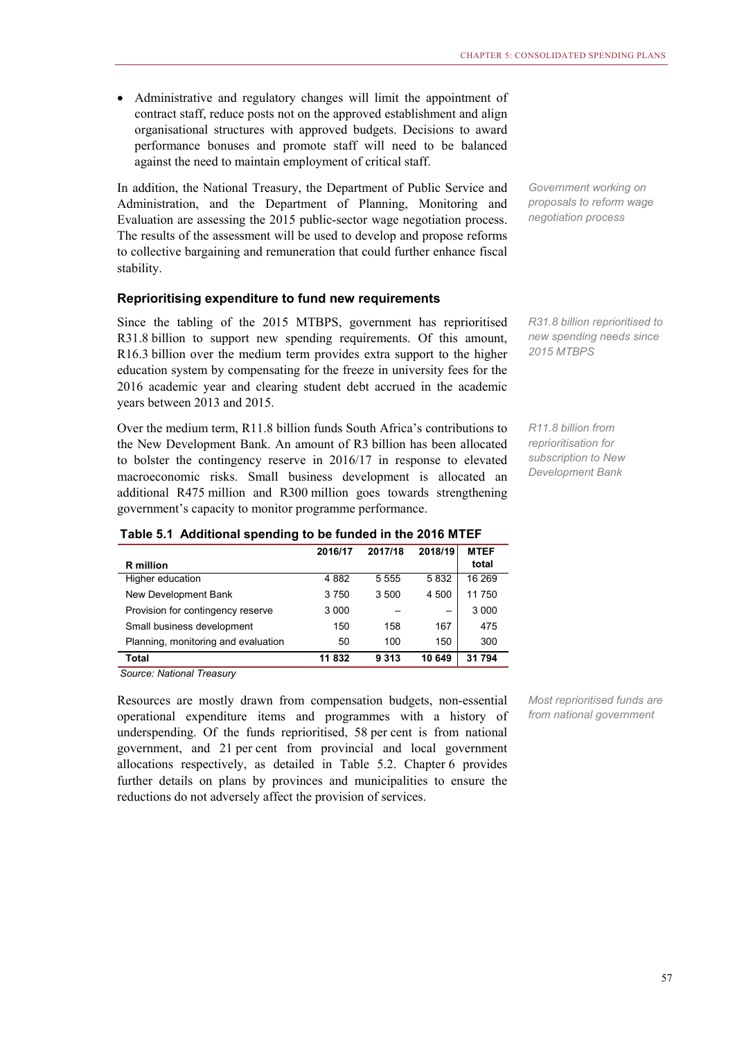- Administrative and regulatory changes will limit the appointment of contract staff, reduce posts not on the approved establishment and align organisational structures with approved budgets. Decisions to award performance bonuses and promote staff will need to be balanced against the need to maintain employment of critical staff.

*Government working on proposals to reform wage negotiation process*

In addition, the National Treasury, the Department of Public Service and Administration, and the Department of Planning, Monitoring and Evaluation are assessing the 2015 public-sector wage negotiation process. The results of the assessment will be used to develop and propose reforms to collective bargaining and remuneration that could further enhance fiscal stability.

### Reprioritising expenditure to fund new requirements

*R31.8 billion reprioritised to new spending needs since 2015 MTBPS*

Since the tabling of the 2015 MTBPS, government has reprioritised R31.8 billion to support new spending requirements. Of this amount, R16.3 billion over the medium term provides extra support to the higher education system by compensating for the freeze in university fees for the 2016 academic year and clearing student debt accrued in the academic years between 2013 and 2015.

*R11.8 billion from reprioritisation for subscription to New Development Bank*

Over the medium term, R11.8 billion funds South Africa's contributions to the New Development Bank. An amount of R3 billion has been allocated to bolster the contingency reserve in 2016/17 in response to elevated macroeconomic risks. Small business development is allocated an additional R475 million and R300 million goes towards strengthening government's capacity to monitor programme performance.

**Table 5.1 Additional spending to be funded in the 2016 MTEF**

| R million | 2016/17 | 2017/18 | 2018/19 | MTEF total |
|---|---|---|---|---|
| Higher education | 4 882 | 5 555 | 5 832 | 16 269 |
| New Development Bank | 3 750 | 3 500 | 4 500 | 11 750 |
| Provision for contingency reserve | 3 000 | – | – | 3 000 |
| Small business development | 150 | 158 | 167 | 475 |
| Planning, monitoring and evaluation | 50 | 100 | 150 | 300 |
| **Total** | **11 832** | **9 313** | **10 649** | **31 794** |

*Source: National Treasury*

*Most reprioritised funds are from national government*

Resources are mostly drawn from compensation budgets, non-essential operational expenditure items and programmes with a history of underspending. Of the funds reprioritised, 58 per cent is from national government, and 21 per cent from provincial and local government allocations respectively, as detailed in Table 5.2. Chapter 6 provides further details on plans by provinces and municipalities to ensure the reductions do not adversely affect the provision of services.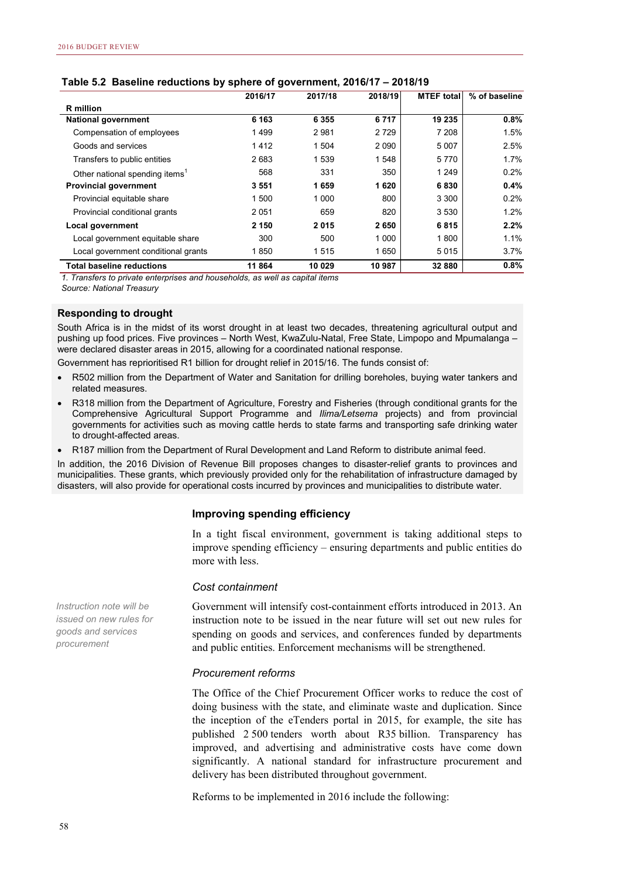**Table 5.2 Baseline reductions by sphere of government, 2016/17 – 2018/19**

| R million | 2016/17 | 2017/18 | 2018/19 | MTEF total | % of baseline |
|---|---|---|---|---|---|
| **National government** | **6 163** | **6 355** | **6 717** | **19 235** | **0.8%** |
| Compensation of employees | 1 499 | 2 981 | 2 729 | 7 208 | 1.5% |
| Goods and services | 1 412 | 1 504 | 2 090 | 5 007 | 2.5% |
| Transfers to public entities | 2 683 | 1 539 | 1 548 | 5 770 | 1.7% |
| Other national spending items[1] | 568 | 331 | 350 | 1 249 | 0.2% |
| **Provincial government** | **3 551** | **1 659** | **1 620** | **6 830** | **0.4%** |
| Provincial equitable share | 1 500 | 1 000 | 800 | 3 300 | 0.2% |
| Provincial conditional grants | 2 051 | 659 | 820 | 3 530 | 1.2% |
| **Local government** | **2 150** | **2 015** | **2 650** | **6 815** | **2.2%** |
| Local government equitable share | 300 | 500 | 1 000 | 1 800 | 1.1% |
| Local government conditional grants | 1 850 | 1 515 | 1 650 | 5 015 | 3.7% |
| **Total baseline reductions** | **11 864** | **10 029** | **10 987** | **32 880** | **0.8%** |

*1. Transfers to private enterprises and households, as well as capital items*

*Source: National Treasury*

### Responding to drought

South Africa is in the midst of its worst drought in at least two decades, threatening agricultural output and pushing up food prices. Five provinces – North West, KwaZulu-Natal, Free State, Limpopo and Mpumalanga – were declared disaster areas in 2015, allowing for a coordinated national response.

Government has reprioritised R1 billion for drought relief in 2015/16. The funds consist of:

- R502 million from the Department of Water and Sanitation for drilling boreholes, buying water tankers and related measures.
- R318 million from the Department of Agriculture, Forestry and Fisheries (through conditional grants for the Comprehensive Agricultural Support Programme and *Ilima/Letsema* projects) and from provincial governments for activities such as moving cattle herds to state farms and transporting safe drinking water to drought-affected areas.
- R187 million from the Department of Rural Development and Land Reform to distribute animal feed.

In addition, the 2016 Division of Revenue Bill proposes changes to disaster-relief grants to provinces and municipalities. These grants, which previously provided only for the rehabilitation of infrastructure damaged by disasters, will also provide for operational costs incurred by provinces and municipalities to distribute water.

### Improving spending efficiency

In a tight fiscal environment, government is taking additional steps to improve spending efficiency – ensuring departments and public entities do more with less.

#### *Cost containment*

*Instruction note will be issued on new rules for goods and services procurement*

Government will intensify cost-containment efforts introduced in 2013. An instruction note to be issued in the near future will set out new rules for spending on goods and services, and conferences funded by departments and public entities. Enforcement mechanisms will be strengthened.

#### *Procurement reforms*

The Office of the Chief Procurement Officer works to reduce the cost of doing business with the state, and eliminate waste and duplication. Since the inception of the eTenders portal in 2015, for example, the site has published 2 500 tenders worth about R35 billion. Transparency has improved, and advertising and administrative costs have come down significantly. A national standard for infrastructure procurement and delivery has been distributed throughout government.

Reforms to be implemented in 2016 include the following: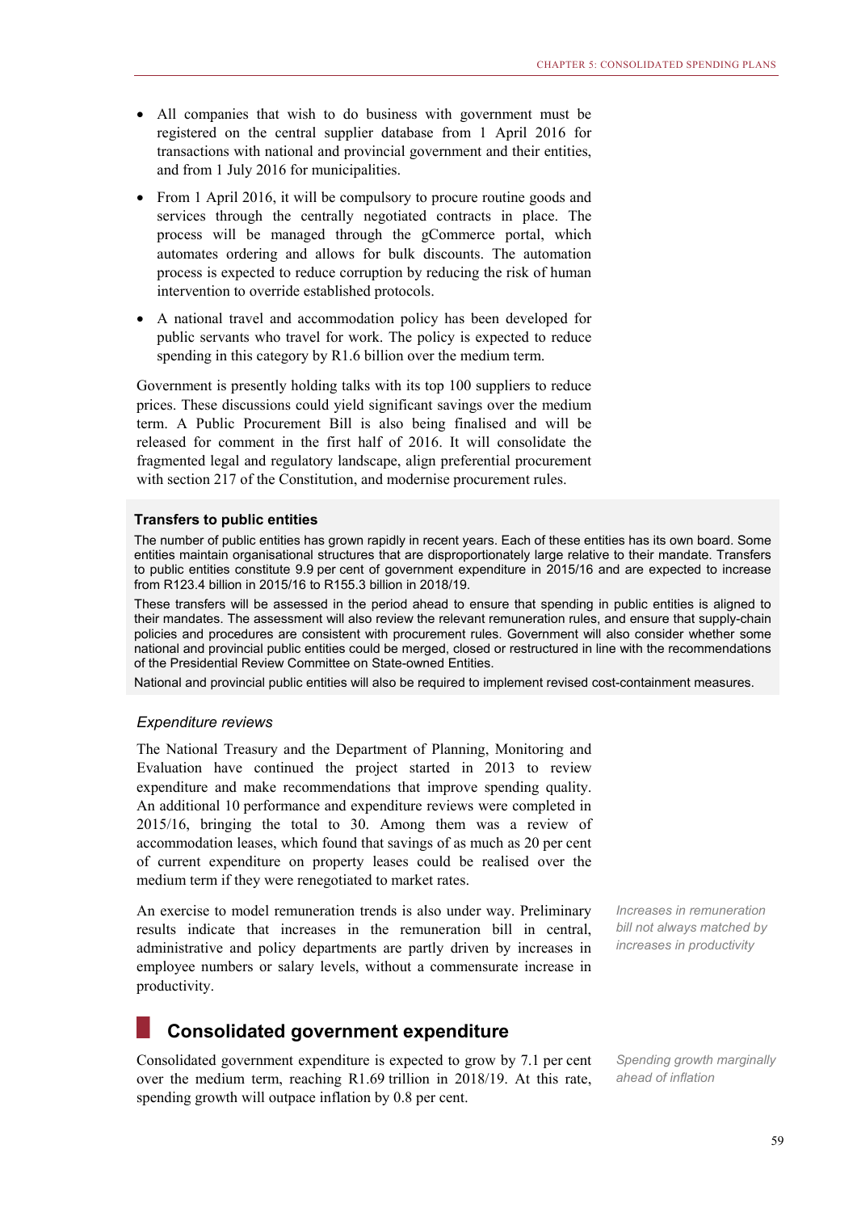- All companies that wish to do business with government must be registered on the central supplier database from 1 April 2016 for transactions with national and provincial government and their entities, and from 1 July 2016 for municipalities.
- From 1 April 2016, it will be compulsory to procure routine goods and services through the centrally negotiated contracts in place. The process will be managed through the gCommerce portal, which automates ordering and allows for bulk discounts. The automation process is expected to reduce corruption by reducing the risk of human intervention to override established protocols.
- A national travel and accommodation policy has been developed for public servants who travel for work. The policy is expected to reduce spending in this category by R1.6 billion over the medium term.

Government is presently holding talks with its top 100 suppliers to reduce prices. These discussions could yield significant savings over the medium term. A Public Procurement Bill is also being finalised and will be released for comment in the first half of 2016. It will consolidate the fragmented legal and regulatory landscape, align preferential procurement with section 217 of the Constitution, and modernise procurement rules.

**Transfers to public entities**

The number of public entities has grown rapidly in recent years. Each of these entities has its own board. Some entities maintain organisational structures that are disproportionately large relative to their mandate. Transfers to public entities constitute 9.9 per cent of government expenditure in 2015/16 and are expected to increase from R123.4 billion in 2015/16 to R155.3 billion in 2018/19.

These transfers will be assessed in the period ahead to ensure that spending in public entities is aligned to their mandates. The assessment will also review the relevant remuneration rules, and ensure that supply-chain policies and procedures are consistent with procurement rules. Government will also consider whether some national and provincial public entities could be merged, closed or restructured in line with the recommendations of the Presidential Review Committee on State-owned Entities.

National and provincial public entities will also be required to implement revised cost-containment measures.

### *Expenditure reviews*

The National Treasury and the Department of Planning, Monitoring and Evaluation have continued the project started in 2013 to review expenditure and make recommendations that improve spending quality. An additional 10 performance and expenditure reviews were completed in 2015/16, bringing the total to 30. Among them was a review of accommodation leases, which found that savings of as much as 20 per cent of current expenditure on property leases could be realised over the medium term if they were renegotiated to market rates.

*Increases in remuneration bill not always matched by increases in productivity*

An exercise to model remuneration trends is also under way. Preliminary results indicate that increases in the remuneration bill in central, administrative and policy departments are partly driven by increases in employee numbers or salary levels, without a commensurate increase in productivity.

## Consolidated government expenditure

*Spending growth marginally ahead of inflation*

Consolidated government expenditure is expected to grow by 7.1 per cent over the medium term, reaching R1.69 trillion in 2018/19. At this rate, spending growth will outpace inflation by 0.8 per cent.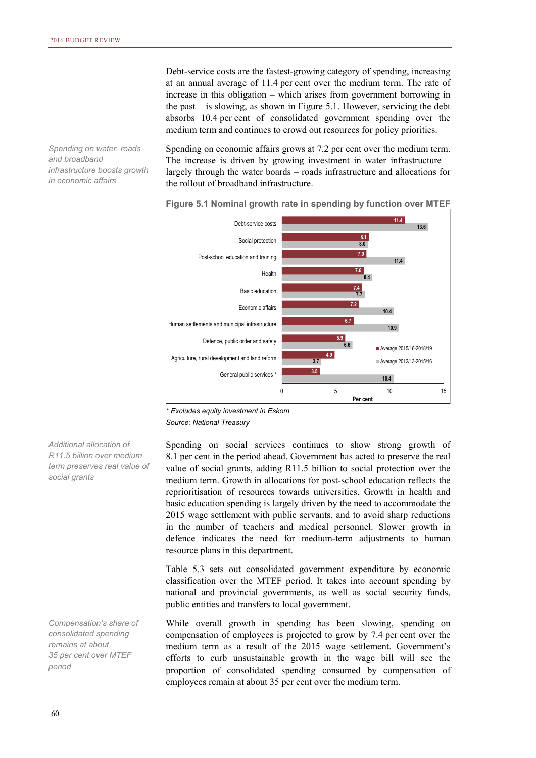Debt-service costs are the fastest-growing category of spending, increasing at an annual average of 11.4 per cent over the medium term. The rate of increase in this obligation – which arises from government borrowing in the past – is slowing, as shown in Figure 5.1. However, servicing the debt absorbs 10.4 per cent of consolidated government spending over the medium term and continues to crowd out resources for policy priorities.

*Spending on water, roads and broadband infrastructure boosts growth in economic affairs*

Spending on economic affairs grows at 7.2 per cent over the medium term. The increase is driven by growing investment in water infrastructure – largely through the water boards – roads infrastructure and allocations for the rollout of broadband infrastructure.

**Figure 5.1 Nominal growth rate in spending by function over MTEF**

| Function | Average 2015/16-2018/19 | Average 2012/13-2015/16 |
|---|---|---|
| Debt-service costs | 11.4 | 13.6 |
| Social protection | 8.1 | 8.0 |
| Post-school education and training | 7.9 | 11.4 |
| Health | 7.6 | 8.4 |
| Basic education | 7.4 | 7.7 |
| Economic affairs | 7.2 | 10.4 |
| Human settlements and municipal infrastructure | 6.7 | 10.9 |
| Defence, public order and safety | 5.9 | 6.6 |
| Agriculture, rural development and land reform | 4.9 | 3.7 |
| General public services * | 3.5 | 10.4 |

*\* Excludes equity investment in Eskom*

*Source: National Treasury*

*Additional allocation of R11.5 billion over medium term preserves real value of social grants*

Spending on social services continues to show strong growth of 8.1 per cent in the period ahead. Government has acted to preserve the real value of social grants, adding R11.5 billion to social protection over the medium term. Growth in allocations for post-school education reflects the reprioritisation of resources towards universities. Growth in health and basic education spending is largely driven by the need to accommodate the 2015 wage settlement with public servants, and to avoid sharp reductions in the number of teachers and medical personnel. Slower growth in defence indicates the need for medium-term adjustments to human resource plans in this department.

Table 5.3 sets out consolidated government expenditure by economic classification over the MTEF period. It takes into account spending by national and provincial governments, as well as social security funds, public entities and transfers to local government.

*Compensation's share of consolidated spending remains at about 35 per cent over MTEF period*

While overall growth in spending has been slowing, spending on compensation of employees is projected to grow by 7.4 per cent over the medium term as a result of the 2015 wage settlement. Government's efforts to curb unsustainable growth in the wage bill will see the proportion of consolidated spending consumed by compensation of employees remain at about 35 per cent over the medium term.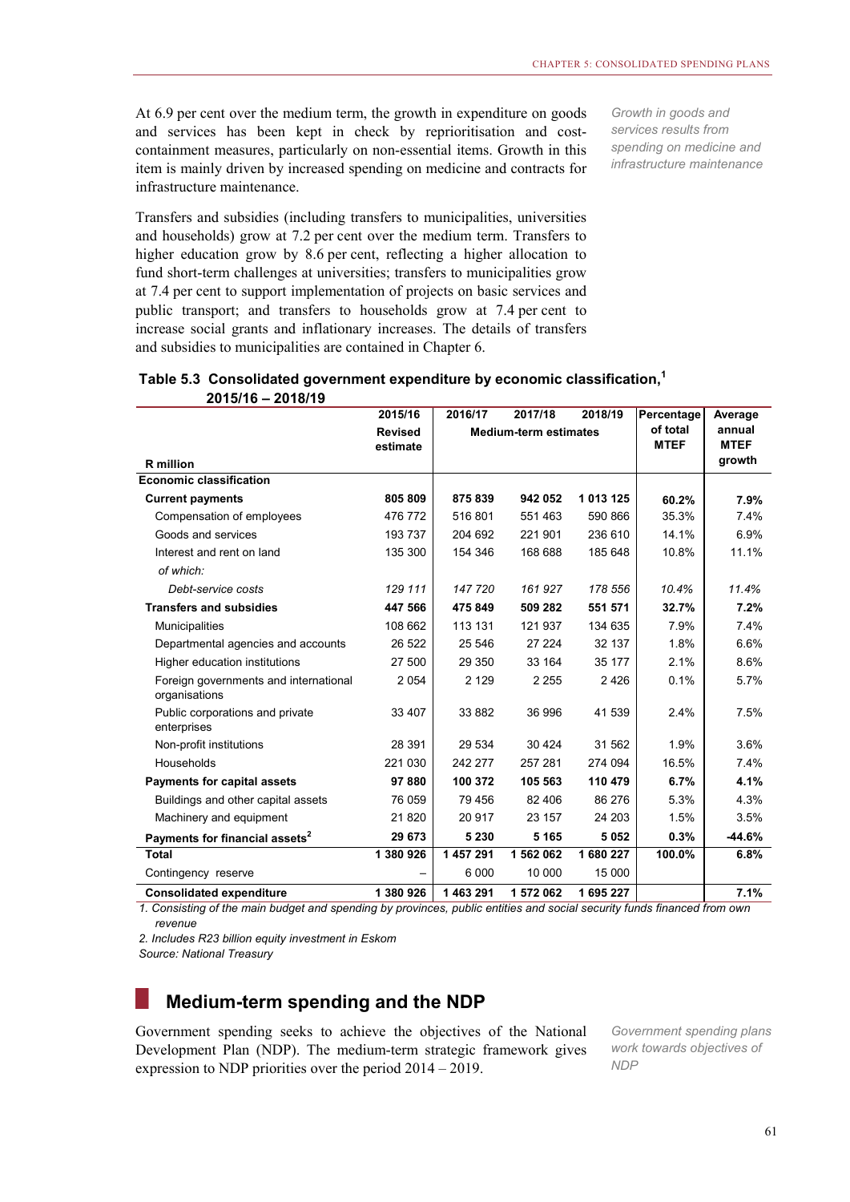At 6.9 per cent over the medium term, the growth in expenditure on goods and services has been kept in check by reprioritisation and cost-containment measures, particularly on non-essential items. Growth in this item is mainly driven by increased spending on medicine and contracts for infrastructure maintenance.

*Growth in goods and services results from spending on medicine and infrastructure maintenance*

Transfers and subsidies (including transfers to municipalities, universities and households) grow at 7.2 per cent over the medium term. Transfers to higher education grow by 8.6 per cent, reflecting a higher allocation to fund short-term challenges at universities; transfers to municipalities grow at 7.4 per cent to support implementation of projects on basic services and public transport; and transfers to households grow at 7.4 per cent to increase social grants and inflationary increases. The details of transfers and subsidies to municipalities are contained in Chapter 6.

**Table 5.3 Consolidated government expenditure by economic classification,[1] 2015/16 – 2018/19**

| R million | 2015/16 Revised estimate | 2016/17 | 2017/18 | 2018/19 | Percentage of total MTEF | Average annual MTEF growth |
|---|---|---|---|---|---|---|
| | | Medium-term estimates | | | | |
| **Economic classification** | | | | | | |
| **Current payments** | **805 809** | **875 839** | **942 052** | **1 013 125** | **60.2%** | **7.9%** |
| Compensation of employees | 476 772 | 516 801 | 551 463 | 590 866 | 35.3% | 7.4% |
| Goods and services | 193 737 | 204 692 | 221 901 | 236 610 | 14.1% | 6.9% |
| Interest and rent on land | 135 300 | 154 346 | 168 688 | 185 648 | 10.8% | 11.1% |
| *of which:* | | | | | | |
| *Debt-service costs* | *129 111* | *147 720* | *161 927* | *178 556* | *10.4%* | *11.4%* |
| **Transfers and subsidies** | **447 566** | **475 849** | **509 282** | **551 571** | **32.7%** | **7.2%** |
| Municipalities | 108 662 | 113 131 | 121 937 | 134 635 | 7.9% | 7.4% |
| Departmental agencies and accounts | 26 522 | 25 546 | 27 224 | 32 137 | 1.8% | 6.6% |
| Higher education institutions | 27 500 | 29 350 | 33 164 | 35 177 | 2.1% | 8.6% |
| Foreign governments and international organisations | 2 054 | 2 129 | 2 255 | 2 426 | 0.1% | 5.7% |
| Public corporations and private enterprises | 33 407 | 33 882 | 36 996 | 41 539 | 2.4% | 7.5% |
| Non-profit institutions | 28 391 | 29 534 | 30 424 | 31 562 | 1.9% | 3.6% |
| Households | 221 030 | 242 277 | 257 281 | 274 094 | 16.5% | 7.4% |
| **Payments for capital assets** | **97 880** | **100 372** | **105 563** | **110 479** | **6.7%** | **4.1%** |
| Buildings and other capital assets | 76 059 | 79 456 | 82 406 | 86 276 | 5.3% | 4.3% |
| Machinery and equipment | 21 820 | 20 917 | 23 157 | 24 203 | 1.5% | 3.5% |
| **Payments for financial assets[2]** | **29 673** | **5 230** | **5 165** | **5 052** | **0.3%** | **-44.6%** |
| **Total** | **1 380 926** | **1 457 291** | **1 562 062** | **1 680 227** | **100.0%** | **6.8%** |
| Contingency reserve | – | 6 000 | 10 000 | 15 000 | | |
| **Consolidated expenditure** | **1 380 926** | **1 463 291** | **1 572 062** | **1 695 227** | | **7.1%** |

*1. Consisting of the main budget and spending by provinces, public entities and social security funds financed from own revenue*

*2. Includes R23 billion equity investment in Eskom*

*Source: National Treasury*

## Medium-term spending and the NDP

Government spending seeks to achieve the objectives of the National Development Plan (NDP). The medium-term strategic framework gives expression to NDP priorities over the period 2014 – 2019.

*Government spending plans work towards objectives of NDP*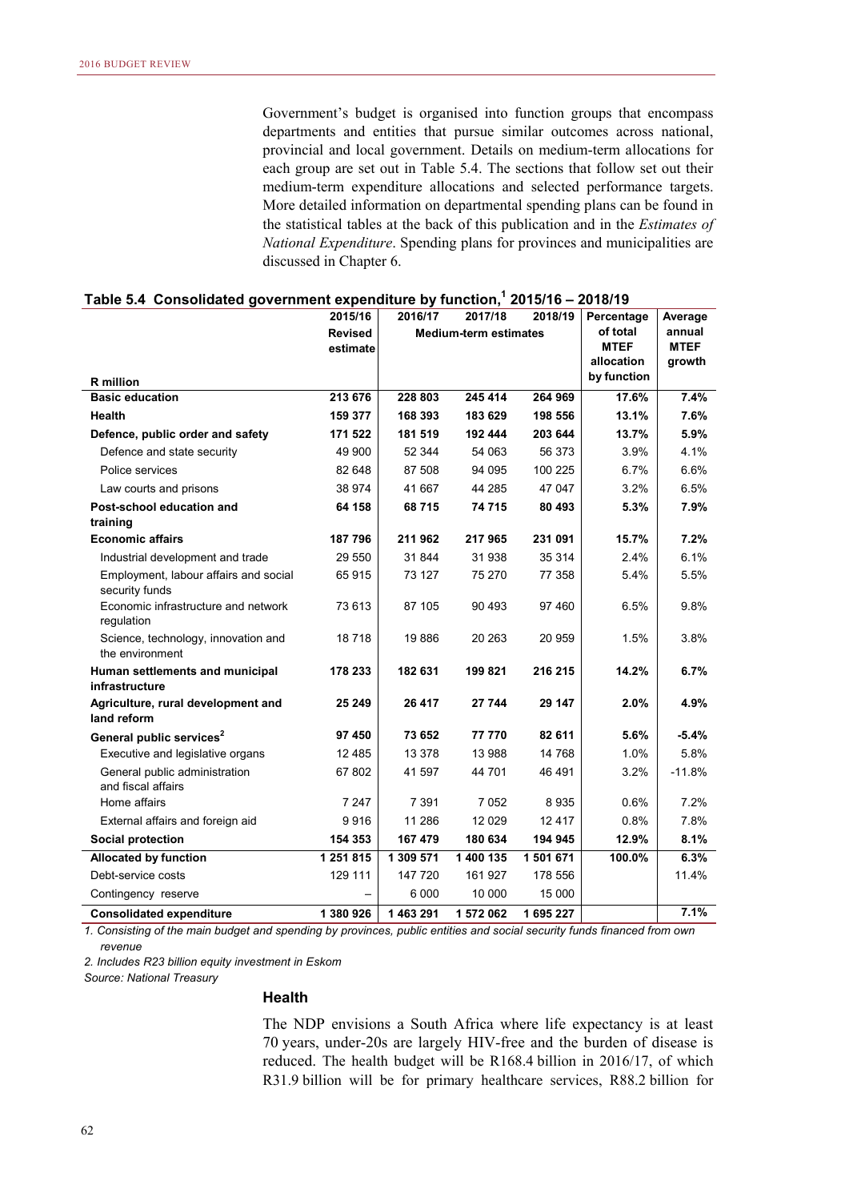Government's budget is organised into function groups that encompass departments and entities that pursue similar outcomes across national, provincial and local government. Details on medium-term allocations for each group are set out in Table 5.4. The sections that follow set out their medium-term expenditure allocations and selected performance targets. More detailed information on departmental spending plans can be found in the statistical tables at the back of this publication and in the *Estimates of National Expenditure*. Spending plans for provinces and municipalities are discussed in Chapter 6.

**Table 5.4 Consolidated government expenditure by function,[1] 2015/16 – 2018/19**

| R million | 2015/16 Revised estimate | 2016/17 | 2017/18 | 2018/19 | Percentage of total MTEF allocation by function | Average annual MTEF growth |
|---|---|---|---|---|---|---|
| | | Medium-term estimates | | | | |
| **Basic education** | **213 676** | **228 803** | **245 414** | **264 969** | **17.6%** | **7.4%** |
| **Health** | **159 377** | **168 393** | **183 629** | **198 556** | **13.1%** | **7.6%** |
| **Defence, public order and safety** | **171 522** | **181 519** | **192 444** | **203 644** | **13.7%** | **5.9%** |
| Defence and state security | 49 900 | 52 344 | 54 063 | 56 373 | 3.9% | 4.1% |
| Police services | 82 648 | 87 508 | 94 095 | 100 225 | 6.7% | 6.6% |
| Law courts and prisons | 38 974 | 41 667 | 44 285 | 47 047 | 3.2% | 6.5% |
| **Post-school education and training** | **64 158** | **68 715** | **74 715** | **80 493** | **5.3%** | **7.9%** |
| **Economic affairs** | **187 796** | **211 962** | **217 965** | **231 091** | **15.7%** | **7.2%** |
| Industrial development and trade | 29 550 | 31 844 | 31 938 | 35 314 | 2.4% | 6.1% |
| Employment, labour affairs and social security funds | 65 915 | 73 127 | 75 270 | 77 358 | 5.4% | 5.5% |
| Economic infrastructure and network regulation | 73 613 | 87 105 | 90 493 | 97 460 | 6.5% | 9.8% |
| Science, technology, innovation and the environment | 18 718 | 19 886 | 20 263 | 20 959 | 1.5% | 3.8% |
| **Human settlements and municipal infrastructure** | **178 233** | **182 631** | **199 821** | **216 215** | **14.2%** | **6.7%** |
| **Agriculture, rural development and land reform** | **25 249** | **26 417** | **27 744** | **29 147** | **2.0%** | **4.9%** |
| **General public services[2]** | **97 450** | **73 652** | **77 770** | **82 611** | **5.6%** | **-5.4%** |
| Executive and legislative organs | 12 485 | 13 378 | 13 988 | 14 768 | 1.0% | 5.8% |
| General public administration and fiscal affairs | 67 802 | 41 597 | 44 701 | 46 491 | 3.2% | -11.8% |
| Home affairs | 7 247 | 7 391 | 7 052 | 8 935 | 0.6% | 7.2% |
| External affairs and foreign aid | 9 916 | 11 286 | 12 029 | 12 417 | 0.8% | 7.8% |
| **Social protection** | **154 353** | **167 479** | **180 634** | **194 945** | **12.9%** | **8.1%** |
| **Allocated by function** | **1 251 815** | **1 309 571** | **1 400 135** | **1 501 671** | **100.0%** | **6.3%** |
| Debt-service costs | 129 111 | 147 720 | 161 927 | 178 556 | | 11.4% |
| Contingency reserve | – | 6 000 | 10 000 | 15 000 | | |
| **Consolidated expenditure** | **1 380 926** | **1 463 291** | **1 572 062** | **1 695 227** | | **7.1%** |

*1. Consisting of the main budget and spending by provinces, public entities and social security funds financed from own revenue*

*2. Includes R23 billion equity investment in Eskom*

*Source: National Treasury*

### Health

The NDP envisions a South Africa where life expectancy is at least 70 years, under-20s are largely HIV-free and the burden of disease is reduced. The health budget will be R168.4 billion in 2016/17, of which R31.9 billion will be for primary healthcare services, R88.2 billion for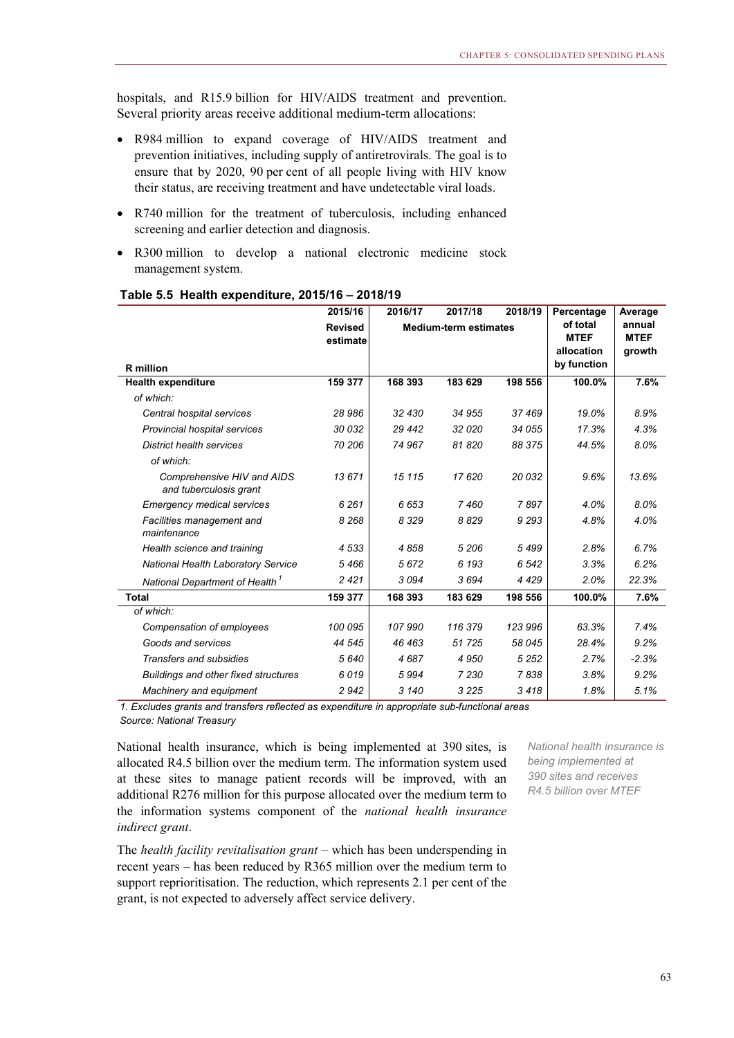hospitals, and R15.9 billion for HIV/AIDS treatment and prevention. Several priority areas receive additional medium-term allocations:

- R984 million to expand coverage of HIV/AIDS treatment and prevention initiatives, including supply of antiretrovirals. The goal is to ensure that by 2020, 90 per cent of all people living with HIV know their status, are receiving treatment and have undetectable viral loads.
- R740 million for the treatment of tuberculosis, including enhanced screening and earlier detection and diagnosis.
- R300 million to develop a national electronic medicine stock management system.

**Table 5.5 Health expenditure, 2015/16 – 2018/19**

| R million | 2015/16 Revised estimate | 2016/17 Medium-term estimates | 2017/18 | 2018/19 | Percentage of total MTEF allocation by function | Average annual MTEF growth |
|---|---|---|---|---|---|---|
| **Health expenditure** | **159 377** | **168 393** | **183 629** | **198 556** | **100.0%** | **7.6%** |
| *of which:* | | | | | | |
| *Central hospital services* | *28 986* | *32 430* | *34 955* | *37 469* | *19.0%* | *8.9%* |
| *Provincial hospital services* | *30 032* | *29 442* | *32 020* | *34 055* | *17.3%* | *4.3%* |
| *District health services* | *70 206* | *74 967* | *81 820* | *88 375* | *44.5%* | *8.0%* |
| *of which:* | | | | | | |
| *Comprehensive HIV and AIDS and tuberculosis grant* | *13 671* | *15 115* | *17 620* | *20 032* | *9.6%* | *13.6%* |
| *Emergency medical services* | *6 261* | *6 653* | *7 460* | *7 897* | *4.0%* | *8.0%* |
| *Facilities management and maintenance* | *8 268* | *8 329* | *8 829* | *9 293* | *4.8%* | *4.0%* |
| *Health science and training* | *4 533* | *4 858* | *5 206* | *5 499* | *2.8%* | *6.7%* |
| *National Health Laboratory Service* | *5 466* | *5 672* | *6 193* | *6 542* | *3.3%* | *6.2%* |
| *National Department of Health* [1] | *2 421* | *3 094* | *3 694* | *4 429* | *2.0%* | *22.3%* |
| **Total** | **159 377** | **168 393** | **183 629** | **198 556** | **100.0%** | **7.6%** |
| *of which:* | | | | | | |
| *Compensation of employees* | *100 095* | *107 990* | *116 379* | *123 996* | *63.3%* | *7.4%* |
| *Goods and services* | *44 545* | *46 463* | *51 725* | *58 045* | *28.4%* | *9.2%* |
| *Transfers and subsidies* | *5 640* | *4 687* | *4 950* | *5 252* | *2.7%* | *-2.3%* |
| *Buildings and other fixed structures* | *6 019* | *5 994* | *7 230* | *7 838* | *3.8%* | *9.2%* |
| *Machinery and equipment* | *2 942* | *3 140* | *3 225* | *3 418* | *1.8%* | *5.1%* |

*1. Excludes grants and transfers reflected as expenditure in appropriate sub-functional areas*

*Source: National Treasury*

*National health insurance is being implemented at 390 sites and receives R4.5 billion over MTEF*

National health insurance, which is being implemented at 390 sites, is allocated R4.5 billion over the medium term. The information system used at these sites to manage patient records will be improved, with an additional R276 million for this purpose allocated over the medium term to the information systems component of the *national health insurance indirect grant*.

The *health facility revitalisation grant* – which has been underspending in recent years – has been reduced by R365 million over the medium term to support reprioritisation. The reduction, which represents 2.1 per cent of the grant, is not expected to adversely affect service delivery.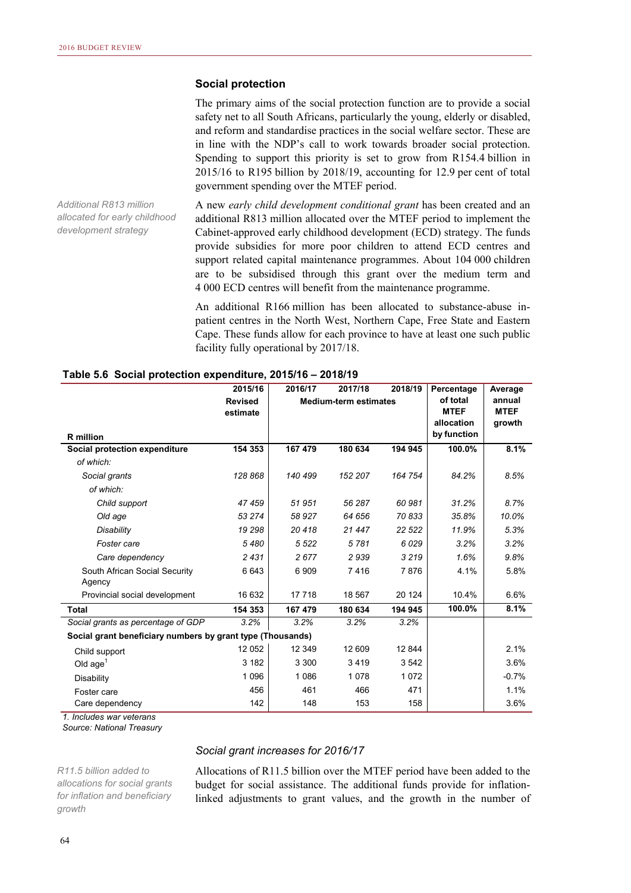### Social protection

The primary aims of the social protection function are to provide a social safety net to all South Africans, particularly the young, elderly or disabled, and reform and standardise practices in the social welfare sector. These are in line with the NDP's call to work towards broader social protection. Spending to support this priority is set to grow from R154.4 billion in 2015/16 to R195 billion by 2018/19, accounting for 12.9 per cent of total government spending over the MTEF period.

*Additional R813 million allocated for early childhood development strategy*

A new *early child development conditional grant* has been created and an additional R813 million allocated over the MTEF period to implement the Cabinet-approved early childhood development (ECD) strategy. The funds provide subsidies for more poor children to attend ECD centres and support related capital maintenance programmes. About 104 000 children are to be subsidised through this grant over the medium term and 4 000 ECD centres will benefit from the maintenance programme.

An additional R166 million has been allocated to substance-abuse in-patient centres in the North West, Northern Cape, Free State and Eastern Cape. These funds allow for each province to have at least one such public facility fully operational by 2017/18.

**Table 5.6 Social protection expenditure, 2015/16 – 2018/19**

| R million | 2015/16 Revised estimate | 2016/17 | 2017/18 | 2018/19 | Percentage of total MTEF allocation by function | Average annual MTEF growth |
|---|---|---|---|---|---|---|
| | | Medium-term estimates | | | | |
| **Social protection expenditure** | **154 353** | **167 479** | **180 634** | **194 945** | **100.0%** | **8.1%** |
| *of which:* | | | | | | |
| *Social grants* | *128 868* | *140 499* | *152 207* | *164 754* | *84.2%* | *8.5%* |
| *of which:* | | | | | | |
| *Child support* | *47 459* | *51 951* | *56 287* | *60 981* | *31.2%* | *8.7%* |
| *Old age* | *53 274* | *58 927* | *64 656* | *70 833* | *35.8%* | *10.0%* |
| *Disability* | *19 298* | *20 418* | *21 447* | *22 522* | *11.9%* | *5.3%* |
| *Foster care* | *5 480* | *5 522* | *5 781* | *6 029* | *3.2%* | *3.2%* |
| *Care dependency* | *2 431* | *2 677* | *2 939* | *3 219* | *1.6%* | *9.8%* |
| South African Social Security Agency | 6 643 | 6 909 | 7 416 | 7 876 | 4.1% | 5.8% |
| Provincial social development | 16 632 | 17 718 | 18 567 | 20 124 | 10.4% | 6.6% |
| **Total** | **154 353** | **167 479** | **180 634** | **194 945** | **100.0%** | **8.1%** |
| *Social grants as percentage of GDP* | *3.2%* | *3.2%* | *3.2%* | *3.2%* | | |
| **Social grant beneficiary numbers by grant type (Thousands)** | | | | | | |
| Child support | 12 052 | 12 349 | 12 609 | 12 844 | | 2.1% |
| Old age[1] | 3 182 | 3 300 | 3 419 | 3 542 | | 3.6% |
| Disability | 1 096 | 1 086 | 1 078 | 1 072 | | -0.7% |
| Foster care | 456 | 461 | 466 | 471 | | 1.1% |
| Care dependency | 142 | 148 | 153 | 158 | | 3.6% |

*1. Includes war veterans*
*Source: National Treasury*

#### *Social grant increases for 2016/17*

*R11.5 billion added to allocations for social grants for inflation and beneficiary growth*

Allocations of R11.5 billion over the MTEF period have been added to the budget for social assistance. The additional funds provide for inflation-linked adjustments to grant values, and the growth in the number of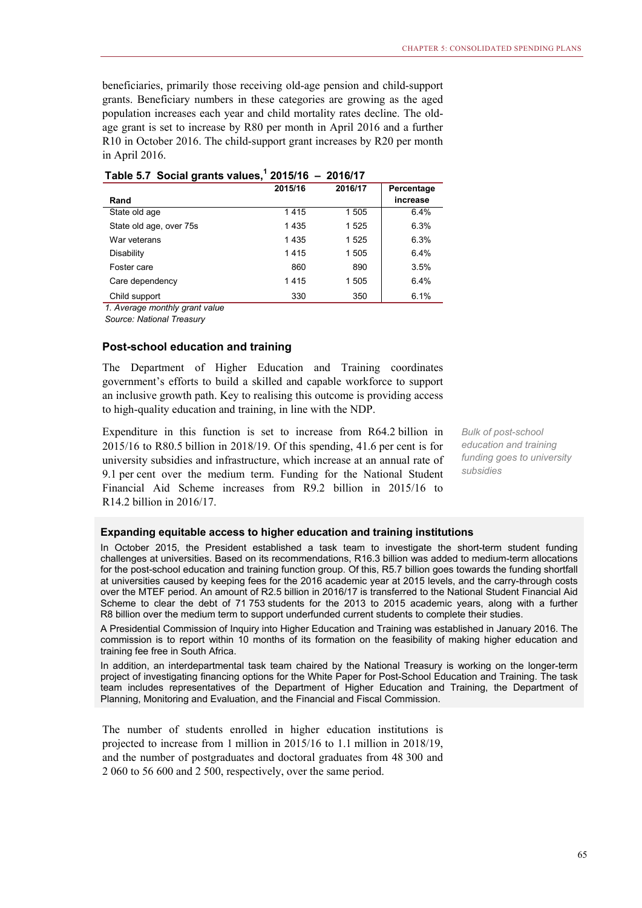beneficiaries, primarily those receiving old-age pension and child-support grants. Beneficiary numbers in these categories are growing as the aged population increases each year and child mortality rates decline. The old-age grant is set to increase by R80 per month in April 2016 and a further R10 in October 2016. The child-support grant increases by R20 per month in April 2016.

**Table 5.7 Social grants values,[1] 2015/16 – 2016/17**

| Rand | 2015/16 | 2016/17 | Percentage increase |
|---|---|---|---|
| State old age | 1 415 | 1 505 | 6.4% |
| State old age, over 75s | 1 435 | 1 525 | 6.3% |
| War veterans | 1 435 | 1 525 | 6.3% |
| Disability | 1 415 | 1 505 | 6.4% |
| Foster care | 860 | 890 | 3.5% |
| Care dependency | 1 415 | 1 505 | 6.4% |
| Child support | 330 | 350 | 6.1% |

*1. Average monthly grant value*

*Source: National Treasury*

### Post-school education and training

The Department of Higher Education and Training coordinates government's efforts to build a skilled and capable workforce to support an inclusive growth path. Key to realising this outcome is providing access to high-quality education and training, in line with the NDP.

*Bulk of post-school education and training funding goes to university subsidies*

Expenditure in this function is set to increase from R64.2 billion in 2015/16 to R80.5 billion in 2018/19. Of this spending, 41.6 per cent is for university subsidies and infrastructure, which increase at an annual rate of 9.1 per cent over the medium term. Funding for the National Student Financial Aid Scheme increases from R9.2 billion in 2015/16 to R14.2 billion in 2016/17.

#### Expanding equitable access to higher education and training institutions

In October 2015, the President established a task team to investigate the short-term student funding challenges at universities. Based on its recommendations, R16.3 billion was added to medium-term allocations for the post-school education and training function group. Of this, R5.7 billion goes towards the funding shortfall at universities caused by keeping fees for the 2016 academic year at 2015 levels, and the carry-through costs over the MTEF period. An amount of R2.5 billion in 2016/17 is transferred to the National Student Financial Aid Scheme to clear the debt of 71 753 students for the 2013 to 2015 academic years, along with a further R8 billion over the medium term to support underfunded current students to complete their studies.

A Presidential Commission of Inquiry into Higher Education and Training was established in January 2016. The commission is to report within 10 months of its formation on the feasibility of making higher education and training fee free in South Africa.

In addition, an interdepartmental task team chaired by the National Treasury is working on the longer-term project of investigating financing options for the White Paper for Post-School Education and Training. The task team includes representatives of the Department of Higher Education and Training, the Department of Planning, Monitoring and Evaluation, and the Financial and Fiscal Commission.

The number of students enrolled in higher education institutions is projected to increase from 1 million in 2015/16 to 1.1 million in 2018/19, and the number of postgraduates and doctoral graduates from 48 300 and 2 060 to 56 600 and 2 500, respectively, over the same period.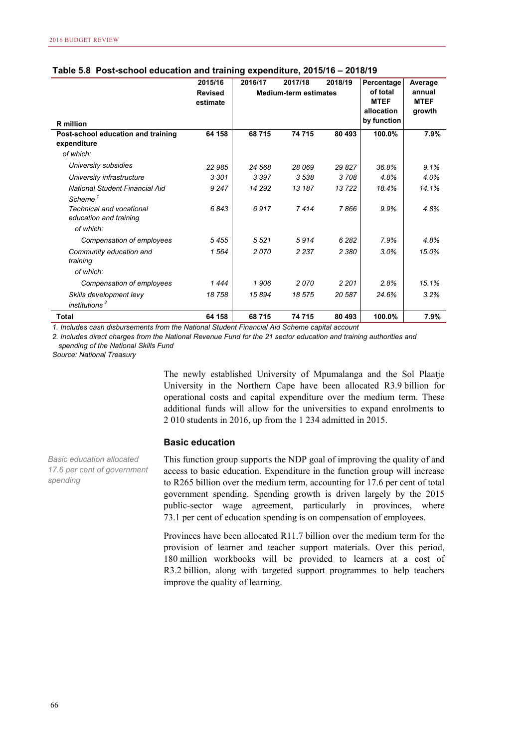**Table 5.8 Post-school education and training expenditure, 2015/16 – 2018/19**

| R million | 2015/16 Revised estimate | 2016/17 | 2017/18 | 2018/19 | Percentage of total MTEF allocation by function | Average annual MTEF growth |
|---|---|---|---|---|---|---|
| | | Medium-term estimates | | | | |
| **Post-school education and training expenditure** | **64 158** | **68 715** | **74 715** | **80 493** | **100.0%** | **7.9%** |
| *of which:* | | | | | | |
| *University subsidies* | *22 985* | *24 568* | *28 069* | *29 827* | *36.8%* | *9.1%* |
| *University infrastructure* | *3 301* | *3 397* | *3 538* | *3 708* | *4.8%* | *4.0%* |
| *National Student Financial Aid Scheme* [1] | *9 247* | *14 292* | *13 187* | *13 722* | *18.4%* | *14.1%* |
| *Technical and vocational education and training* | *6 843* | *6 917* | *7 414* | *7 866* | *9.9%* | *4.8%* |
| *of which:* | | | | | | |
| *Compensation of employees* | *5 455* | *5 521* | *5 914* | *6 282* | *7.9%* | *4.8%* |
| *Community education and training* | *1 564* | *2 070* | *2 237* | *2 380* | *3.0%* | *15.0%* |
| *of which:* | | | | | | |
| *Compensation of employees* | *1 444* | *1 906* | *2 070* | *2 201* | *2.8%* | *15.1%* |
| *Skills development levy institutions* [2] | *18 758* | *15 894* | *18 575* | *20 587* | *24.6%* | *3.2%* |
| **Total** | **64 158** | **68 715** | **74 715** | **80 493** | **100.0%** | **7.9%** |

*1. Includes cash disbursements from the National Student Financial Aid Scheme capital account*

*2. Includes direct charges from the National Revenue Fund for the 21 sector education and training authorities and spending of the National Skills Fund*

*Source: National Treasury*

The newly established University of Mpumalanga and the Sol Plaatje University in the Northern Cape have been allocated R3.9 billion for operational costs and capital expenditure over the medium term. These additional funds will allow for the universities to expand enrolments to 2 010 students in 2016, up from the 1 234 admitted in 2015.

### Basic education

*Basic education allocated 17.6 per cent of government spending*

This function group supports the NDP goal of improving the quality of and access to basic education. Expenditure in the function group will increase to R265 billion over the medium term, accounting for 17.6 per cent of total government spending. Spending growth is driven largely by the 2015 public-sector wage agreement, particularly in provinces, where 73.1 per cent of education spending is on compensation of employees.

Provinces have been allocated R11.7 billion over the medium term for the provision of learner and teacher support materials. Over this period, 180 million workbooks will be provided to learners at a cost of R3.2 billion, along with targeted support programmes to help teachers improve the quality of learning.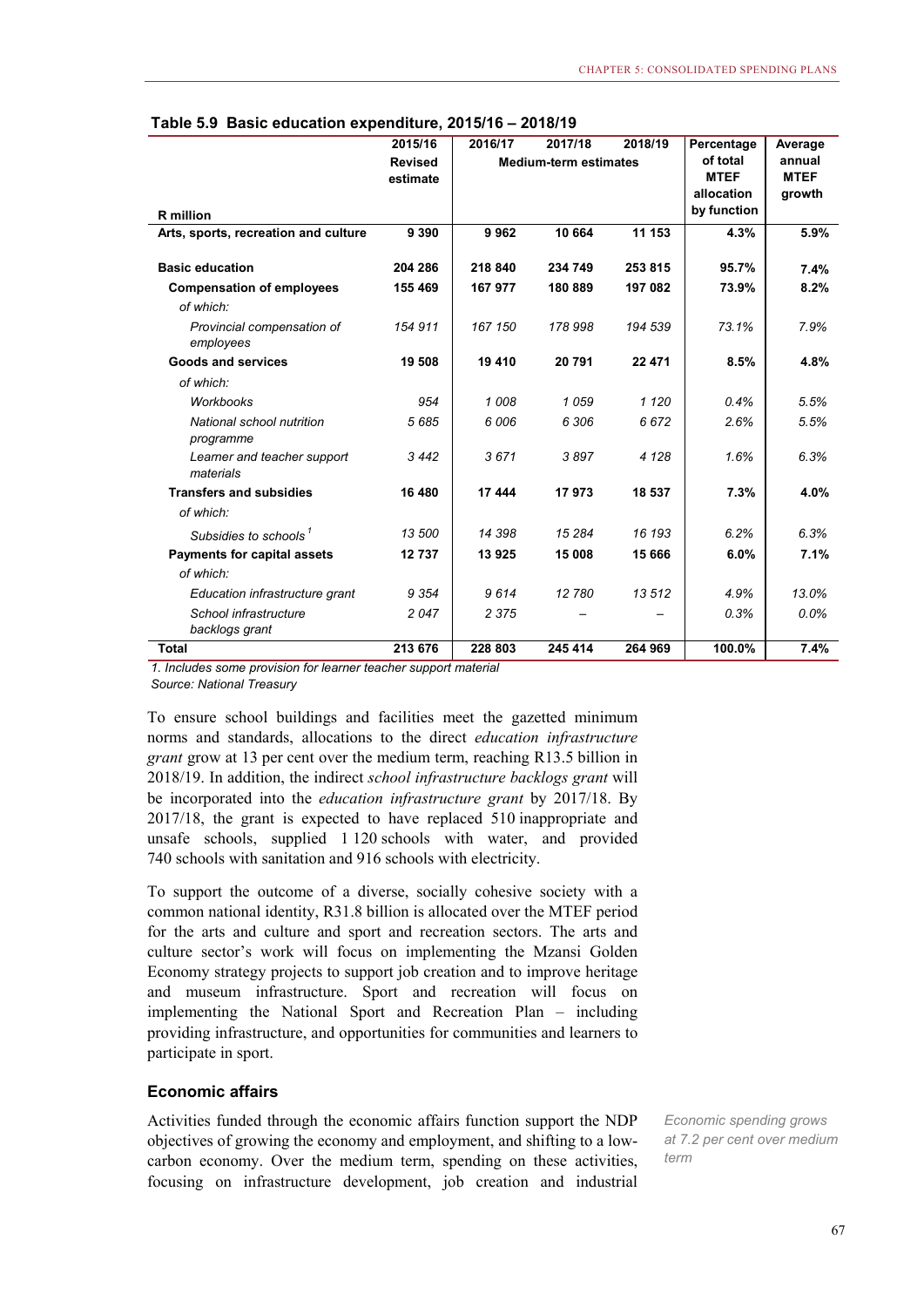**Table 5.9 Basic education expenditure, 2015/16 – 2018/19**

| R million | 2015/16 Revised estimate | 2016/17 | 2017/18 | 2018/19 | Percentage of total MTEF allocation by function | Average annual MTEF growth |
|---|---|---|---|---|---|---|
| | | Medium-term estimates | | | | |
| **Arts, sports, recreation and culture** | **9 390** | **9 962** | **10 664** | **11 153** | **4.3%** | **5.9%** |
| **Basic education** | **204 286** | **218 840** | **234 749** | **253 815** | **95.7%** | **7.4%** |
| **Compensation of employees** | **155 469** | **167 977** | **180 889** | **197 082** | **73.9%** | **8.2%** |
| *of which:* | | | | | | |
| *Provincial compensation of employees* | *154 911* | *167 150* | *178 998* | *194 539* | *73.1%* | *7.9%* |
| **Goods and services** | **19 508** | **19 410** | **20 791** | **22 471** | **8.5%** | **4.8%** |
| *of which:* | | | | | | |
| *Workbooks* | *954* | *1 008* | *1 059* | *1 120* | *0.4%* | *5.5%* |
| *National school nutrition programme* | *5 685* | *6 006* | *6 306* | *6 672* | *2.6%* | *5.5%* |
| *Learner and teacher support materials* | *3 442* | *3 671* | *3 897* | *4 128* | *1.6%* | *6.3%* |
| **Transfers and subsidies** | **16 480** | **17 444** | **17 973** | **18 537** | **7.3%** | **4.0%** |
| *of which:* | | | | | | |
| *Subsidies to schools* [1] | *13 500* | *14 398* | *15 284* | *16 193* | *6.2%* | *6.3%* |
| **Payments for capital assets** | **12 737** | **13 925** | **15 008** | **15 666** | **6.0%** | **7.1%** |
| *of which:* | | | | | | |
| *Education infrastructure grant* | *9 354* | *9 614* | *12 780* | *13 512* | *4.9%* | *13.0%* |
| *School infrastructure backlogs grant* | *2 047* | *2 375* | *–* | *–* | *0.3%* | *0.0%* |
| **Total** | **213 676** | **228 803** | **245 414** | **264 969** | **100.0%** | **7.4%** |

*1. Includes some provision for learner teacher support material*
*Source: National Treasury*

To ensure school buildings and facilities meet the gazetted minimum norms and standards, allocations to the direct *education infrastructure grant* grow at 13 per cent over the medium term, reaching R13.5 billion in 2018/19. In addition, the indirect *school infrastructure backlogs grant* will be incorporated into the *education infrastructure grant* by 2017/18. By 2017/18, the grant is expected to have replaced 510 inappropriate and unsafe schools, supplied 1 120 schools with water, and provided 740 schools with sanitation and 916 schools with electricity.

To support the outcome of a diverse, socially cohesive society with a common national identity, R31.8 billion is allocated over the MTEF period for the arts and culture and sport and recreation sectors. The arts and culture sector's work will focus on implementing the Mzansi Golden Economy strategy projects to support job creation and to improve heritage and museum infrastructure. Sport and recreation will focus on implementing the National Sport and Recreation Plan – including providing infrastructure, and opportunities for communities and learners to participate in sport.

### Economic affairs

*Economic spending grows at 7.2 per cent over medium term*

Activities funded through the economic affairs function support the NDP objectives of growing the economy and employment, and shifting to a low-carbon economy. Over the medium term, spending on these activities, focusing on infrastructure development, job creation and industrial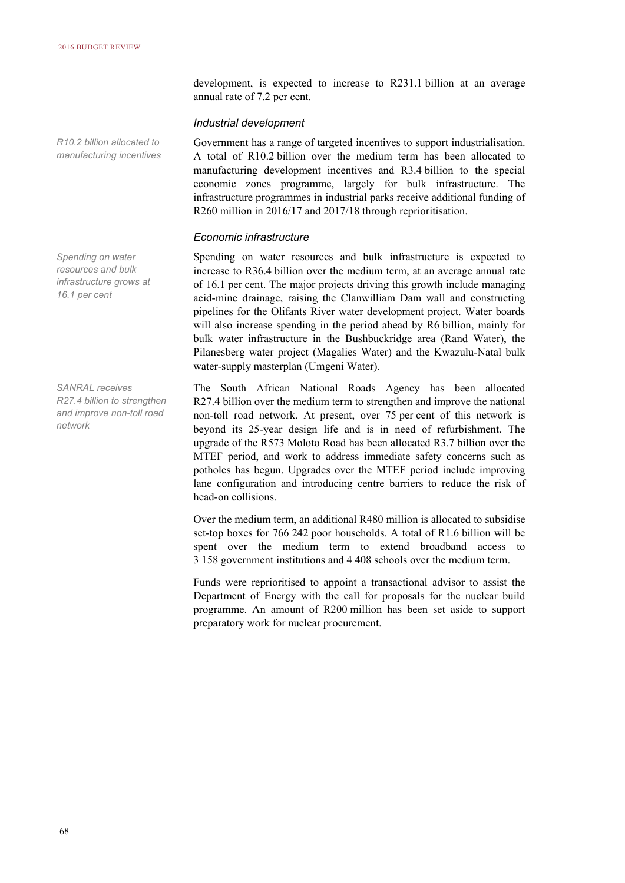development, is expected to increase to R231.1 billion at an average annual rate of 7.2 per cent.

### *Industrial development*

*R10.2 billion allocated to manufacturing incentives*

Government has a range of targeted incentives to support industrialisation. A total of R10.2 billion over the medium term has been allocated to manufacturing development incentives and R3.4 billion to the special economic zones programme, largely for bulk infrastructure. The infrastructure programmes in industrial parks receive additional funding of R260 million in 2016/17 and 2017/18 through reprioritisation.

### *Economic infrastructure*

*Spending on water resources and bulk infrastructure grows at 16.1 per cent*

Spending on water resources and bulk infrastructure is expected to increase to R36.4 billion over the medium term, at an average annual rate of 16.1 per cent. The major projects driving this growth include managing acid-mine drainage, raising the Clanwilliam Dam wall and constructing pipelines for the Olifants River water development project. Water boards will also increase spending in the period ahead by R6 billion, mainly for bulk water infrastructure in the Bushbuckridge area (Rand Water), the Pilanesberg water project (Magalies Water) and the Kwazulu-Natal bulk water-supply masterplan (Umgeni Water).

*SANRAL receives R27.4 billion to strengthen and improve non-toll road network*

The South African National Roads Agency has been allocated R27.4 billion over the medium term to strengthen and improve the national non-toll road network. At present, over 75 per cent of this network is beyond its 25-year design life and is in need of refurbishment. The upgrade of the R573 Moloto Road has been allocated R3.7 billion over the MTEF period, and work to address immediate safety concerns such as potholes has begun. Upgrades over the MTEF period include improving lane configuration and introducing centre barriers to reduce the risk of head-on collisions.

Over the medium term, an additional R480 million is allocated to subsidise set-top boxes for 766 242 poor households. A total of R1.6 billion will be spent over the medium term to extend broadband access to 3 158 government institutions and 4 408 schools over the medium term.

Funds were reprioritised to appoint a transactional advisor to assist the Department of Energy with the call for proposals for the nuclear build programme. An amount of R200 million has been set aside to support preparatory work for nuclear procurement.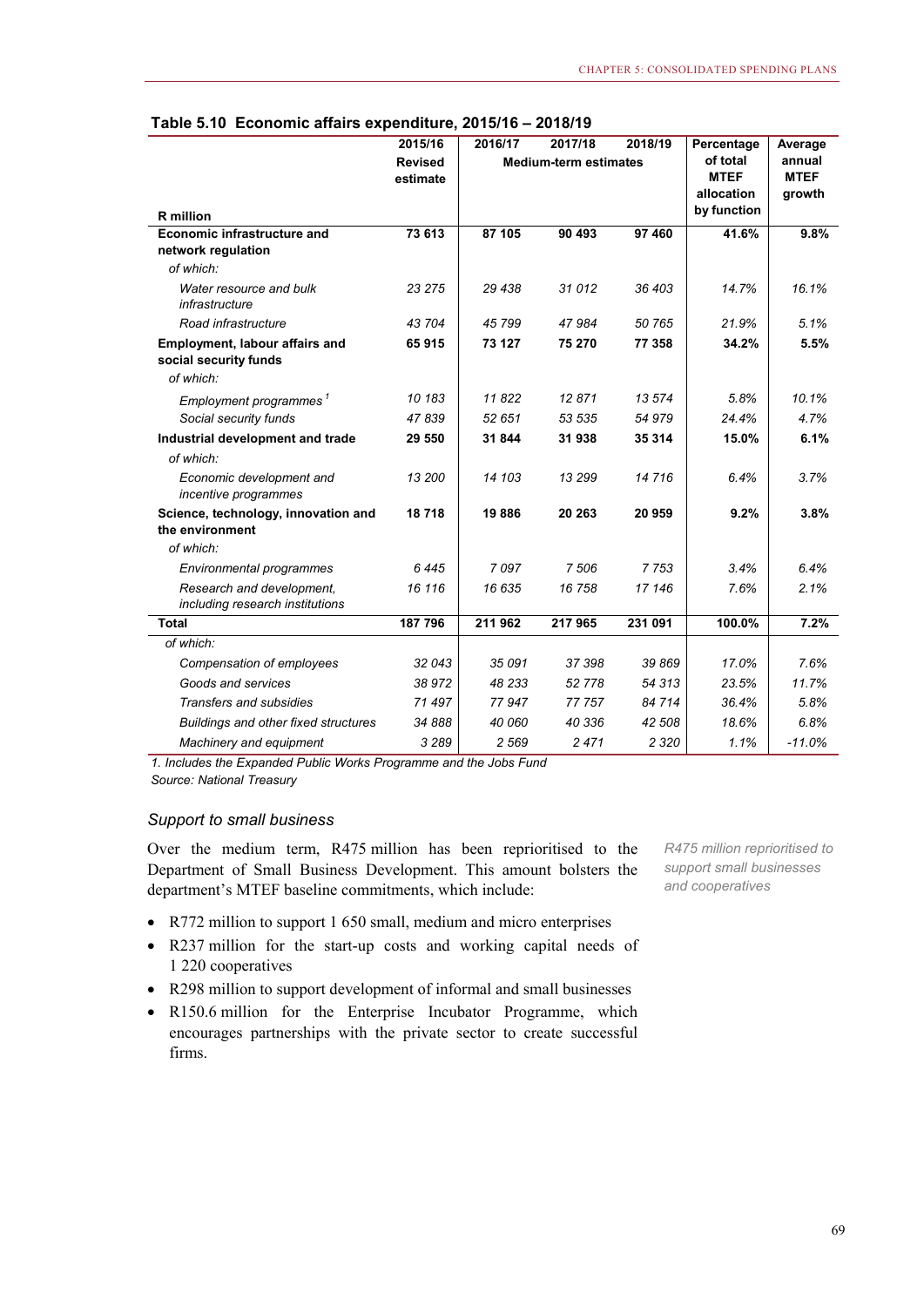**Table 5.10 Economic affairs expenditure, 2015/16 – 2018/19**

| R million | 2015/16 Revised estimate | 2016/17 | 2017/18 | 2018/19 | Percentage of total MTEF allocation by function | Average annual MTEF growth |
|---|---|---|---|---|---|---|
| | | Medium-term estimates | | | | |
| **Economic infrastructure and network regulation** | **73 613** | **87 105** | **90 493** | **97 460** | **41.6%** | **9.8%** |
| *of which:* | | | | | | |
| *Water resource and bulk infrastructure* | *23 275* | *29 438* | *31 012* | *36 403* | *14.7%* | *16.1%* |
| *Road infrastructure* | *43 704* | *45 799* | *47 984* | *50 765* | *21.9%* | *5.1%* |
| **Employment, labour affairs and social security funds** | **65 915** | **73 127** | **75 270** | **77 358** | **34.2%** | **5.5%** |
| *of which:* | | | | | | |
| *Employment programmes* [1] | *10 183* | *11 822* | *12 871* | *13 574* | *5.8%* | *10.1%* |
| *Social security funds* | *47 839* | *52 651* | *53 535* | *54 979* | *24.4%* | *4.7%* |
| **Industrial development and trade** | **29 550** | **31 844** | **31 938** | **35 314** | **15.0%** | **6.1%** |
| *of which:* | | | | | | |
| *Economic development and incentive programmes* | *13 200* | *14 103* | *13 299* | *14 716* | *6.4%* | *3.7%* |
| **Science, technology, innovation and the environment** | **18 718** | **19 886** | **20 263** | **20 959** | **9.2%** | **3.8%** |
| *of which:* | | | | | | |
| *Environmental programmes* | *6 445* | *7 097* | *7 506* | *7 753* | *3.4%* | *6.4%* |
| *Research and development, including research institutions* | *16 116* | *16 635* | *16 758* | *17 146* | *7.6%* | *2.1%* |
| **Total** | **187 796** | **211 962** | **217 965** | **231 091** | **100.0%** | **7.2%** |
| *of which:* | | | | | | |
| *Compensation of employees* | *32 043* | *35 091* | *37 398* | *39 869* | *17.0%* | *7.6%* |
| *Goods and services* | *38 972* | *48 233* | *52 778* | *54 313* | *23.5%* | *11.7%* |
| *Transfers and subsidies* | *71 497* | *77 947* | *77 757* | *84 714* | *36.4%* | *5.8%* |
| *Buildings and other fixed structures* | *34 888* | *40 060* | *40 336* | *42 508* | *18.6%* | *6.8%* |
| *Machinery and equipment* | *3 289* | *2 569* | *2 471* | *2 320* | *1.1%* | *-11.0%* |

*1. Includes the Expanded Public Works Programme and the Jobs Fund*

*Source: National Treasury*

### *Support to small business*

*R475 million reprioritised to support small businesses and cooperatives*

Over the medium term, R475 million has been reprioritised to the Department of Small Business Development. This amount bolsters the department's MTEF baseline commitments, which include:

- R772 million to support 1 650 small, medium and micro enterprises
- R237 million for the start-up costs and working capital needs of 1 220 cooperatives
- R298 million to support development of informal and small businesses
- R150.6 million for the Enterprise Incubator Programme, which encourages partnerships with the private sector to create successful firms.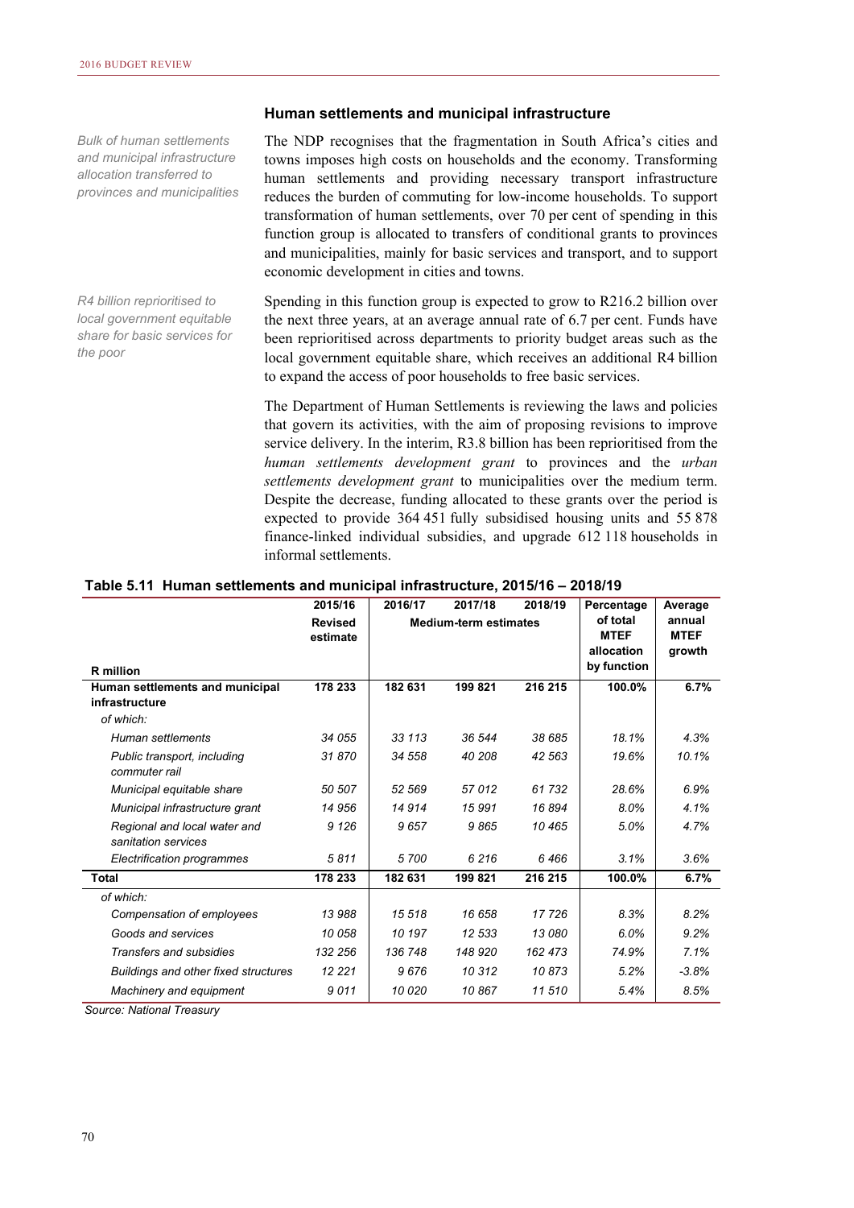### Human settlements and municipal infrastructure

*Bulk of human settlements and municipal infrastructure allocation transferred to provinces and municipalities*

The NDP recognises that the fragmentation in South Africa's cities and towns imposes high costs on households and the economy. Transforming human settlements and providing necessary transport infrastructure reduces the burden of commuting for low-income households. To support transformation of human settlements, over 70 per cent of spending in this function group is allocated to transfers of conditional grants to provinces and municipalities, mainly for basic services and transport, and to support economic development in cities and towns.

*R4 billion reprioritised to local government equitable share for basic services for the poor*

Spending in this function group is expected to grow to R216.2 billion over the next three years, at an average annual rate of 6.7 per cent. Funds have been reprioritised across departments to priority budget areas such as the local government equitable share, which receives an additional R4 billion to expand the access of poor households to free basic services.

The Department of Human Settlements is reviewing the laws and policies that govern its activities, with the aim of proposing revisions to improve service delivery. In the interim, R3.8 billion has been reprioritised from the *human settlements development grant* to provinces and the *urban settlements development grant* to municipalities over the medium term. Despite the decrease, funding allocated to these grants over the period is expected to provide 364 451 fully subsidised housing units and 55 878 finance-linked individual subsidies, and upgrade 612 118 households in informal settlements.

**Table 5.11 Human settlements and municipal infrastructure, 2015/16 – 2018/19**

| R million | 2015/16 Revised estimate | 2016/17 Medium-term estimates | 2017/18 | 2018/19 | Percentage of total MTEF allocation by function | Average annual MTEF growth |
|---|---|---|---|---|---|---|
| **Human settlements and municipal infrastructure** | **178 233** | **182 631** | **199 821** | **216 215** | **100.0%** | **6.7%** |
| *of which:* | | | | | | |
| *Human settlements* | *34 055* | *33 113* | *36 544* | *38 685* | *18.1%* | *4.3%* |
| *Public transport, including commuter rail* | *31 870* | *34 558* | *40 208* | *42 563* | *19.6%* | *10.1%* |
| *Municipal equitable share* | *50 507* | *52 569* | *57 012* | *61 732* | *28.6%* | *6.9%* |
| *Municipal infrastructure grant* | *14 956* | *14 914* | *15 991* | *16 894* | *8.0%* | *4.1%* |
| *Regional and local water and sanitation services* | *9 126* | *9 657* | *9 865* | *10 465* | *5.0%* | *4.7%* |
| *Electrification programmes* | *5 811* | *5 700* | *6 216* | *6 466* | *3.1%* | *3.6%* |
| **Total** | **178 233** | **182 631** | **199 821** | **216 215** | **100.0%** | **6.7%** |
| *of which:* | | | | | | |
| *Compensation of employees* | *13 988* | *15 518* | *16 658* | *17 726* | *8.3%* | *8.2%* |
| *Goods and services* | *10 058* | *10 197* | *12 533* | *13 080* | *6.0%* | *9.2%* |
| *Transfers and subsidies* | *132 256* | *136 748* | *148 920* | *162 473* | *74.9%* | *7.1%* |
| *Buildings and other fixed structures* | *12 221* | *9 676* | *10 312* | *10 873* | *5.2%* | *-3.8%* |
| *Machinery and equipment* | *9 011* | *10 020* | *10 867* | *11 510* | *5.4%* | *8.5%* |

*Source: National Treasury*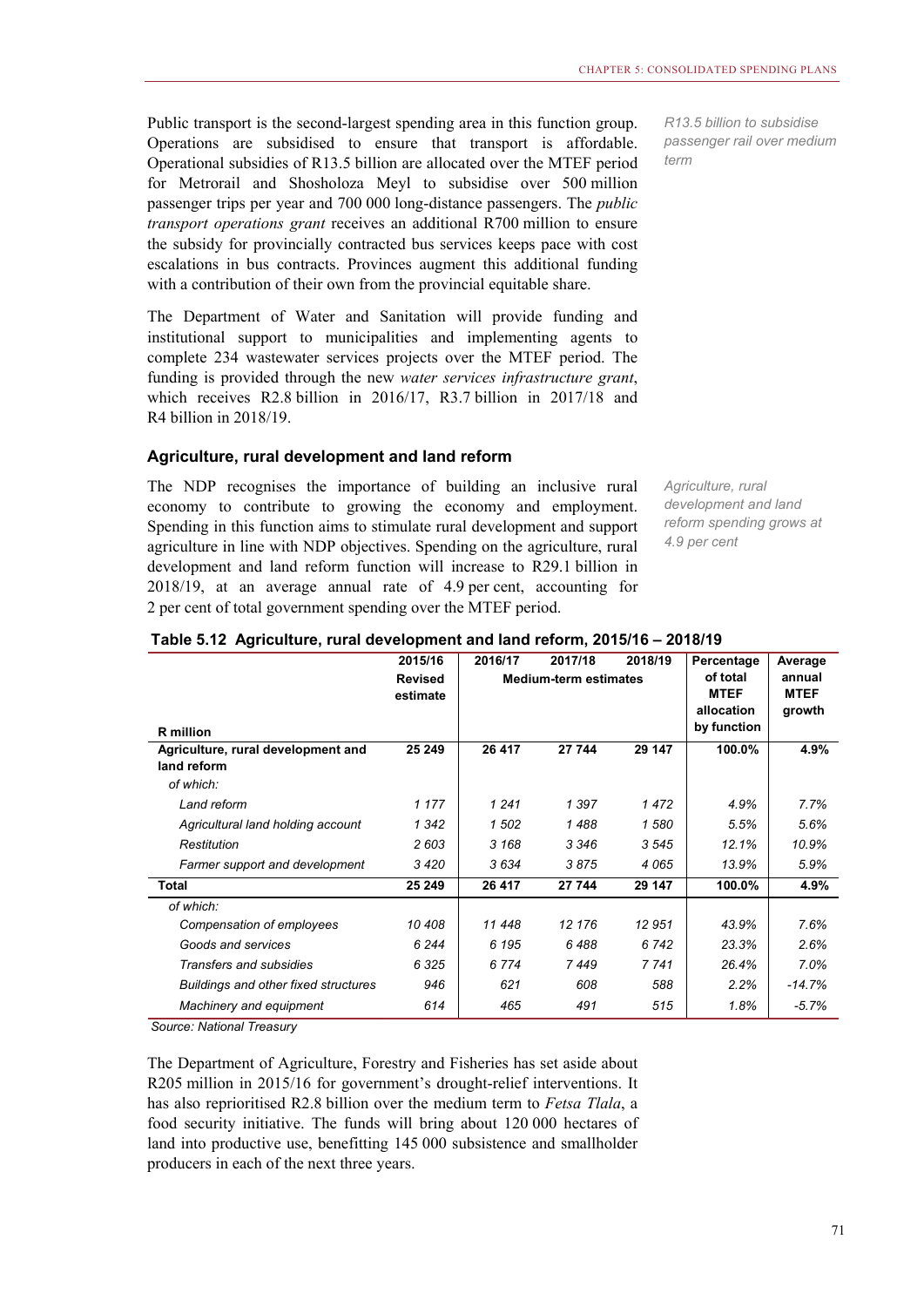Public transport is the second-largest spending area in this function group. Operations are subsidised to ensure that transport is affordable. Operational subsidies of R13.5 billion are allocated over the MTEF period for Metrorail and Shosholoza Meyl to subsidise over 500 million passenger trips per year and 700 000 long-distance passengers. The *public transport operations grant* receives an additional R700 million to ensure the subsidy for provincially contracted bus services keeps pace with cost escalations in bus contracts. Provinces augment this additional funding with a contribution of their own from the provincial equitable share.

*R13.5 billion to subsidise passenger rail over medium term*

The Department of Water and Sanitation will provide funding and institutional support to municipalities and implementing agents to complete 234 wastewater services projects over the MTEF period. The funding is provided through the new *water services infrastructure grant*, which receives R2.8 billion in 2016/17, R3.7 billion in 2017/18 and R4 billion in 2018/19.

### Agriculture, rural development and land reform

The NDP recognises the importance of building an inclusive rural economy to contribute to growing the economy and employment. Spending in this function aims to stimulate rural development and support agriculture in line with NDP objectives. Spending on the agriculture, rural development and land reform function will increase to R29.1 billion in 2018/19, at an average annual rate of 4.9 per cent, accounting for 2 per cent of total government spending over the MTEF period.

*Agriculture, rural development and land reform spending grows at 4.9 per cent*

**Table 5.12 Agriculture, rural development and land reform, 2015/16 – 2018/19**

| R million | 2015/16 Revised estimate | 2016/17 | 2017/18 | 2018/19 | Percentage of total MTEF allocation by function | Average annual MTEF growth |
|---|---|---|---|---|---|---|
| | | Medium-term estimates | | | | |
| **Agriculture, rural development and land reform** | **25 249** | **26 417** | **27 744** | **29 147** | **100.0%** | **4.9%** |
| *of which:* | | | | | | |
| *Land reform* | *1 177* | *1 241* | *1 397* | *1 472* | *4.9%* | *7.7%* |
| *Agricultural land holding account* | *1 342* | *1 502* | *1 488* | *1 580* | *5.5%* | *5.6%* |
| *Restitution* | *2 603* | *3 168* | *3 346* | *3 545* | *12.1%* | *10.9%* |
| *Farmer support and development* | *3 420* | *3 634* | *3 875* | *4 065* | *13.9%* | *5.9%* |
| **Total** | **25 249** | **26 417** | **27 744** | **29 147** | **100.0%** | **4.9%** |
| *of which:* | | | | | | |
| *Compensation of employees* | *10 408* | *11 448* | *12 176* | *12 951* | *43.9%* | *7.6%* |
| *Goods and services* | *6 244* | *6 195* | *6 488* | *6 742* | *23.3%* | *2.6%* |
| *Transfers and subsidies* | *6 325* | *6 774* | *7 449* | *7 741* | *26.4%* | *7.0%* |
| *Buildings and other fixed structures* | *946* | *621* | *608* | *588* | *2.2%* | *-14.7%* |
| *Machinery and equipment* | *614* | *465* | *491* | *515* | *1.8%* | *-5.7%* |

*Source: National Treasury*

The Department of Agriculture, Forestry and Fisheries has set aside about R205 million in 2015/16 for government's drought-relief interventions. It has also reprioritised R2.8 billion over the medium term to *Fetsa Tlala*, a food security initiative. The funds will bring about 120 000 hectares of land into productive use, benefitting 145 000 subsistence and smallholder producers in each of the next three years.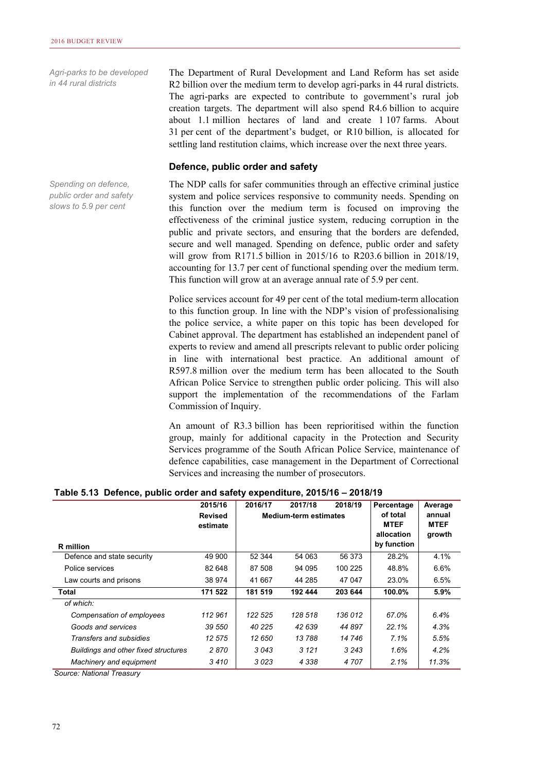*Agri-parks to be developed in 44 rural districts*

The Department of Rural Development and Land Reform has set aside R2 billion over the medium term to develop agri-parks in 44 rural districts. The agri-parks are expected to contribute to government's rural job creation targets. The department will also spend R4.6 billion to acquire about 1.1 million hectares of land and create 1 107 farms. About 31 per cent of the department's budget, or R10 billion, is allocated for settling land restitution claims, which increase over the next three years.

### Defence, public order and safety

*Spending on defence, public order and safety slows to 5.9 per cent*

The NDP calls for safer communities through an effective criminal justice system and police services responsive to community needs. Spending on this function over the medium term is focused on improving the effectiveness of the criminal justice system, reducing corruption in the public and private sectors, and ensuring that the borders are defended, secure and well managed. Spending on defence, public order and safety will grow from R171.5 billion in 2015/16 to R203.6 billion in 2018/19, accounting for 13.7 per cent of functional spending over the medium term. This function will grow at an average annual rate of 5.9 per cent.

Police services account for 49 per cent of the total medium-term allocation to this function group. In line with the NDP's vision of professionalising the police service, a white paper on this topic has been developed for Cabinet approval. The department has established an independent panel of experts to review and amend all prescripts relevant to public order policing in line with international best practice. An additional amount of R597.8 million over the medium term has been allocated to the South African Police Service to strengthen public order policing. This will also support the implementation of the recommendations of the Farlam Commission of Inquiry.

An amount of R3.3 billion has been reprioritised within the function group, mainly for additional capacity in the Protection and Security Services programme of the South African Police Service, maintenance of defence capabilities, case management in the Department of Correctional Services and increasing the number of prosecutors.

**Table 5.13 Defence, public order and safety expenditure, 2015/16 – 2018/19**

| R million | 2015/16 Revised estimate | 2016/17 | 2017/18 | 2018/19 | Percentage of total MTEF allocation by function | Average annual MTEF growth |
|---|---|---|---|---|---|---|
| | | Medium-term estimates | | | | |
| Defence and state security | 49 900 | 52 344 | 54 063 | 56 373 | 28.2% | 4.1% |
| Police services | 82 648 | 87 508 | 94 095 | 100 225 | 48.8% | 6.6% |
| Law courts and prisons | 38 974 | 41 667 | 44 285 | 47 047 | 23.0% | 6.5% |
| **Total** | **171 522** | **181 519** | **192 444** | **203 644** | **100.0%** | **5.9%** |
| *of which:* | | | | | | |
| *Compensation of employees* | *112 961* | *122 525* | *128 518* | *136 012* | *67.0%* | *6.4%* |
| *Goods and services* | *39 550* | *40 225* | *42 639* | *44 897* | *22.1%* | *4.3%* |
| *Transfers and subsidies* | *12 575* | *12 650* | *13 788* | *14 746* | *7.1%* | *5.5%* |
| *Buildings and other fixed structures* | *2 870* | *3 043* | *3 121* | *3 243* | *1.6%* | *4.2%* |
| *Machinery and equipment* | *3 410* | *3 023* | *4 338* | *4 707* | *2.1%* | *11.3%* |

*Source: National Treasury*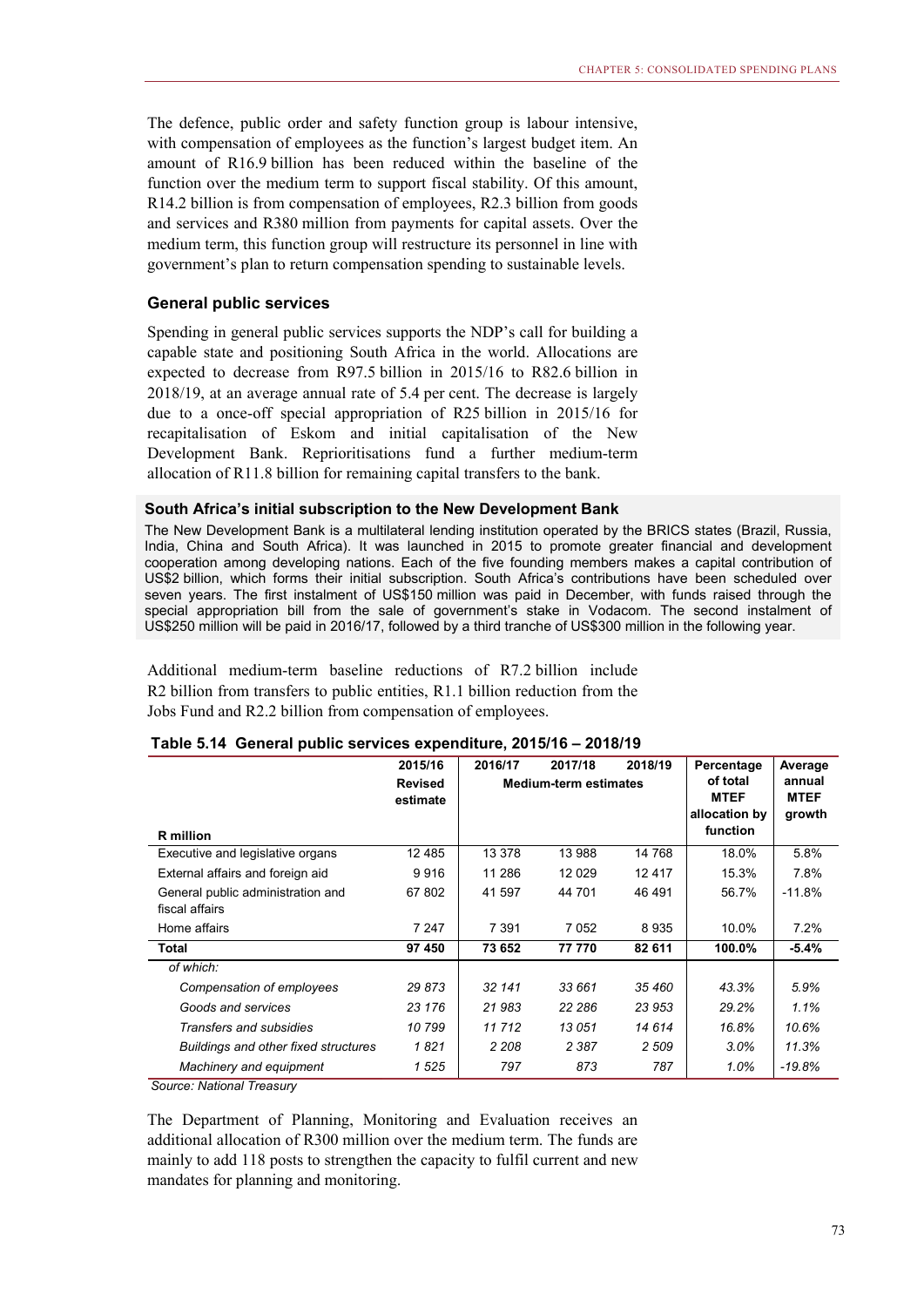The defence, public order and safety function group is labour intensive, with compensation of employees as the function's largest budget item. An amount of R16.9 billion has been reduced within the baseline of the function over the medium term to support fiscal stability. Of this amount, R14.2 billion is from compensation of employees, R2.3 billion from goods and services and R380 million from payments for capital assets. Over the medium term, this function group will restructure its personnel in line with government's plan to return compensation spending to sustainable levels.

### General public services

Spending in general public services supports the NDP's call for building a capable state and positioning South Africa in the world. Allocations are expected to decrease from R97.5 billion in 2015/16 to R82.6 billion in 2018/19, at an average annual rate of 5.4 per cent. The decrease is largely due to a once-off special appropriation of R25 billion in 2015/16 for recapitalisation of Eskom and initial capitalisation of the New Development Bank. Reprioritisations fund a further medium-term allocation of R11.8 billion for remaining capital transfers to the bank.

#### South Africa's initial subscription to the New Development Bank

The New Development Bank is a multilateral lending institution operated by the BRICS states (Brazil, Russia, India, China and South Africa). It was launched in 2015 to promote greater financial and development cooperation among developing nations. Each of the five founding members makes a capital contribution of US$2 billion, which forms their initial subscription. South Africa's contributions have been scheduled over seven years. The first instalment of US$150 million was paid in December, with funds raised through the special appropriation bill from the sale of government's stake in Vodacom. The second instalment of US$250 million will be paid in 2016/17, followed by a third tranche of US$300 million in the following year.

Additional medium-term baseline reductions of R7.2 billion include R2 billion from transfers to public entities, R1.1 billion reduction from the Jobs Fund and R2.2 billion from compensation of employees.

**Table 5.14 General public services expenditure, 2015/16 – 2018/19**

| R million | 2015/16 Revised estimate | 2016/17 | 2017/18 | 2018/19 | Percentage of total MTEF allocation by function | Average annual MTEF growth |
|---|---|---|---|---|---|---|
| | | Medium-term estimates | | | | |
| Executive and legislative organs | 12 485 | 13 378 | 13 988 | 14 768 | 18.0% | 5.8% |
| External affairs and foreign aid | 9 916 | 11 286 | 12 029 | 12 417 | 15.3% | 7.8% |
| General public administration and fiscal affairs | 67 802 | 41 597 | 44 701 | 46 491 | 56.7% | -11.8% |
| Home affairs | 7 247 | 7 391 | 7 052 | 8 935 | 10.0% | 7.2% |
| **Total** | **97 450** | **73 652** | **77 770** | **82 611** | **100.0%** | **-5.4%** |
| *of which:* | | | | | | |
| *Compensation of employees* | *29 873* | *32 141* | *33 661* | *35 460* | *43.3%* | *5.9%* |
| *Goods and services* | *23 176* | *21 983* | *22 286* | *23 953* | *29.2%* | *1.1%* |
| *Transfers and subsidies* | *10 799* | *11 712* | *13 051* | *14 614* | *16.8%* | *10.6%* |
| *Buildings and other fixed structures* | *1 821* | *2 208* | *2 387* | *2 509* | *3.0%* | *11.3%* |
| *Machinery and equipment* | *1 525* | *797* | *873* | *787* | *1.0%* | *-19.8%* |

*Source: National Treasury*

The Department of Planning, Monitoring and Evaluation receives an additional allocation of R300 million over the medium term. The funds are mainly to add 118 posts to strengthen the capacity to fulfil current and new mandates for planning and monitoring.